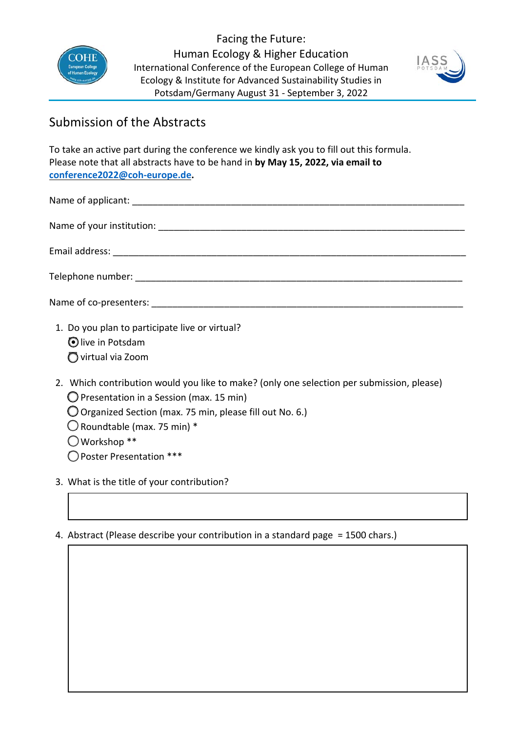Facing the Future:
Human Ecology & Higher Education
International Conference of the European College of Human Ecology & Institute for Advanced Sustainability Studies in Potsdam/Germany August 31 - September 3, 2022

## Submission of the Abstracts

To take an active part during the conference we kindly ask you to fill out this formula.
Please note that all abstracts have to be hand in **by May 15, 2022, via email to [conference2022@coh-europe.de](mailto:conference2022@coh-europe.de).**

Name of applicant: ___________________________________________________________

Name of your institution: ______________________________________________________

Email address: ______________________________________________________________

Telephone number: ___________________________________________________________

Name of co-presenters: _______________________________________________________

1. Do you plan to participate live or virtual?
   - ◉ live in Potsdam
   - ○ virtual via Zoom

2. Which contribution would you like to make? (only one selection per submission, please)
   - ○ Presentation in a Session (max. 15 min)
   - ○ Organized Section (max. 75 min, please fill out No. 6.)
   - ○ Roundtable (max. 75 min) *
   - ○ Workshop **
   - ○ Poster Presentation ***

3. What is the title of your contribution?

|  |
|---|
|  |

4. Abstract (Please describe your contribution in a standard page = 1500 chars.)

|  |
|---|
|  |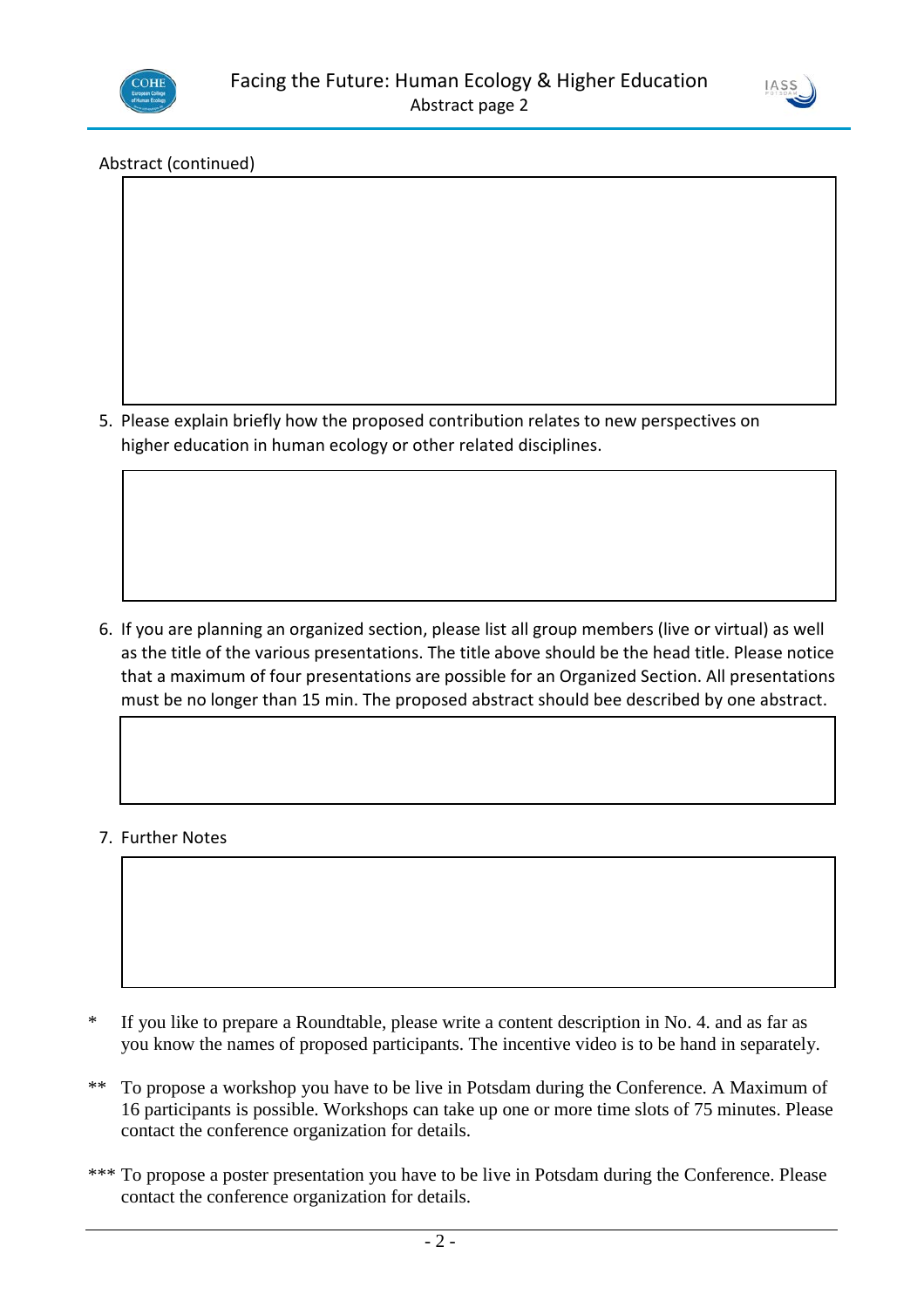Abstract (continued)

5. Please explain briefly how the proposed contribution relates to new perspectives on higher education in human ecology or other related disciplines.

6. If you are planning an organized section, please list all group members (live or virtual) as well as the title of the various presentations. The title above should be the head title. Please notice that a maximum of four presentations are possible for an Organized Section. All presentations must be no longer than 15 min. The proposed abstract should bee described by one abstract.

7. Further Notes

\* If you like to prepare a Roundtable, please write a content description in No. 4. and as far as you know the names of proposed participants. The incentive video is to be hand in separately.

\*\* To propose a workshop you have to be live in Potsdam during the Conference. A Maximum of 16 participants is possible. Workshops can take up one or more time slots of 75 minutes. Please contact the conference organization for details.

\*\*\* To propose a poster presentation you have to be live in Potsdam during the Conference. Please contact the conference organization for details.